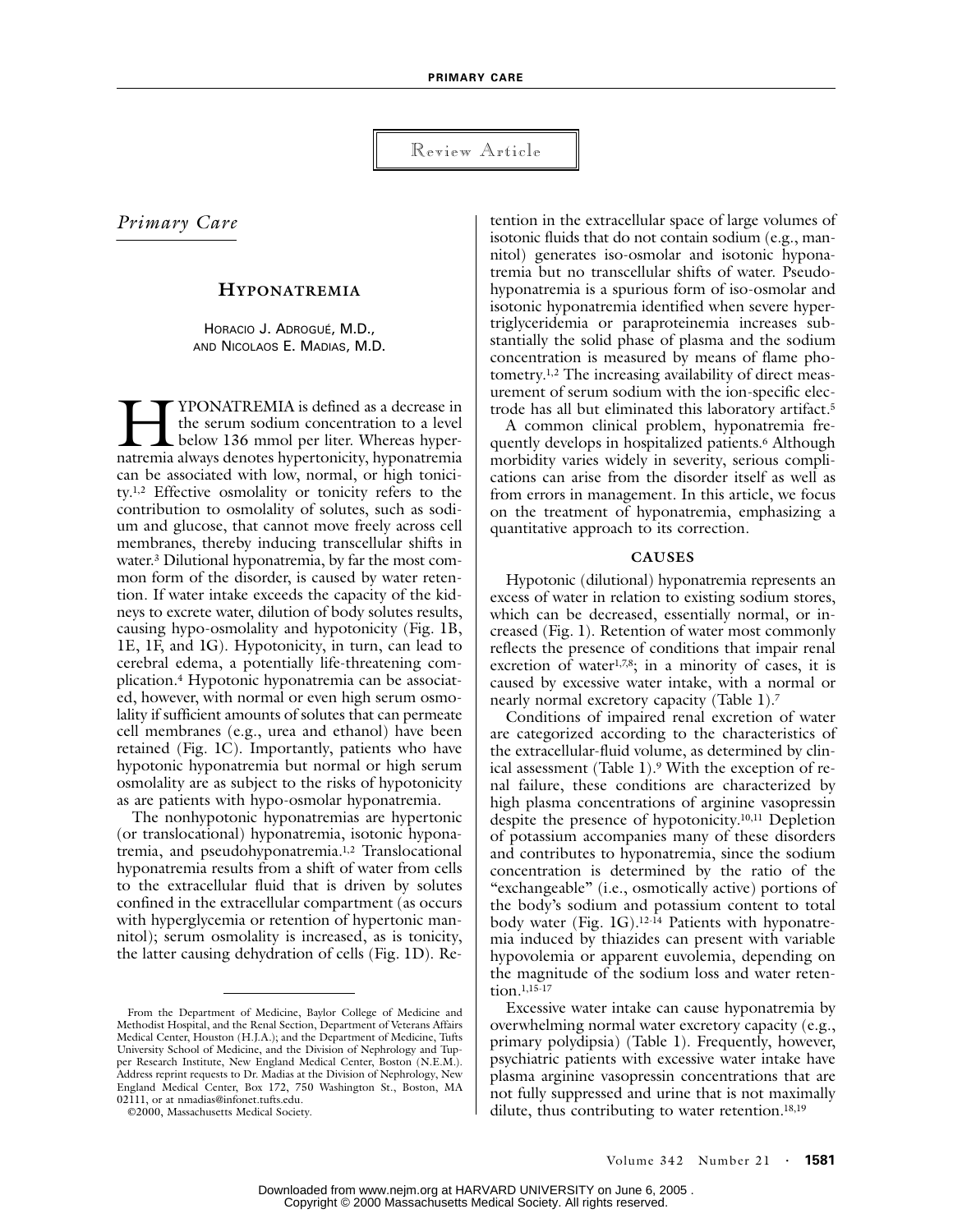Review Article

*Primary Care*

# HYPONATREMIA

HORACIO J. ADROGUÉ, M.D.,
AND NICOLAOS E. MADIAS, M.D.

HYPONATREMIA is defined as a decrease in the serum sodium concentration to a level below 136 mmol per liter. Whereas hypernatremia always denotes hypertonicity, hyponatremia can be associated with low, normal, or high tonicity.[1,2] Effective osmolality or tonicity refers to the contribution to osmolality of solutes, such as sodium and glucose, that cannot move freely across cell membranes, thereby inducing transcellular shifts in water.[3] Dilutional hyponatremia, by far the most common form of the disorder, is caused by water retention. If water intake exceeds the capacity of the kidneys to excrete water, dilution of body solutes results, causing hypo-osmolality and hypotonicity (Fig. 1B, 1E, 1F, and 1G). Hypotonicity, in turn, can lead to cerebral edema, a potentially life-threatening complication.[4] Hypotonic hyponatremia can be associated, however, with normal or even high serum osmolality if sufficient amounts of solutes that can permeate cell membranes (e.g., urea and ethanol) have been retained (Fig. 1C). Importantly, patients who have hypotonic hyponatremia but normal or high serum osmolality are as subject to the risks of hypotonicity as are patients with hypo-osmolar hyponatremia.

The nonhypotonic hyponatremias are hypertonic (or translocational) hyponatremia, isotonic hyponatremia, and pseudohyponatremia.[1,2] Translocational hyponatremia results from a shift of water from cells to the extracellular fluid that is driven by solutes confined in the extracellular compartment (as occurs with hyperglycemia or retention of hypertonic mannitol); serum osmolality is increased, as is tonicity, the latter causing dehydration of cells (Fig. 1D). Retention in the extracellular space of large volumes of isotonic fluids that do not contain sodium (e.g., mannitol) generates iso-osmolar and isotonic hyponatremia but no transcellular shifts of water. Pseudohyponatremia is a spurious form of iso-osmolar and isotonic hyponatremia identified when severe hypertriglyceridemia or paraproteinemia increases substantially the solid phase of plasma and the sodium concentration is measured by means of flame photometry.[1,2] The increasing availability of direct measurement of serum sodium with the ion-specific electrode has all but eliminated this laboratory artifact.[5]

A common clinical problem, hyponatremia frequently develops in hospitalized patients.[6] Although morbidity varies widely in severity, serious complications can arise from the disorder itself as well as from errors in management. In this article, we focus on the treatment of hyponatremia, emphasizing a quantitative approach to its correction.

## CAUSES

Hypotonic (dilutional) hyponatremia represents an excess of water in relation to existing sodium stores, which can be decreased, essentially normal, or increased (Fig. 1). Retention of water most commonly reflects the presence of conditions that impair renal excretion of water[1,7,8]; in a minority of cases, it is caused by excessive water intake, with a normal or nearly normal excretory capacity (Table 1).[7]

Conditions of impaired renal excretion of water are categorized according to the characteristics of the extracellular-fluid volume, as determined by clinical assessment (Table 1).[9] With the exception of renal failure, these conditions are characterized by high plasma concentrations of arginine vasopressin despite the presence of hypotonicity.[10,11] Depletion of potassium accompanies many of these disorders and contributes to hyponatremia, since the sodium concentration is determined by the ratio of the "exchangeable" (i.e., osmotically active) portions of the body's sodium and potassium content to total body water (Fig. 1G).[12-14] Patients with hyponatremia induced by thiazides can present with variable hypovolemia or apparent euvolemia, depending on the magnitude of the sodium loss and water retention.[1,15-17]

Excessive water intake can cause hyponatremia by overwhelming normal water excretory capacity (e.g., primary polydipsia) (Table 1). Frequently, however, psychiatric patients with excessive water intake have plasma arginine vasopressin concentrations that are not fully suppressed and urine that is not maximally dilute, thus contributing to water retention.[18,19]

From the Department of Medicine, Baylor College of Medicine and Methodist Hospital, and the Renal Section, Department of Veterans Affairs Medical Center, Houston (H.J.A.); and the Department of Medicine, Tufts University School of Medicine, and the Division of Nephrology and Tupper Research Institute, New England Medical Center, Boston (N.E.M.). Address reprint requests to Dr. Madias at the Division of Nephrology, New England Medical Center, Box 172, 750 Washington St., Boston, MA 02111, or at nmadias@infonet.tufts.edu.

©2000, Massachusetts Medical Society.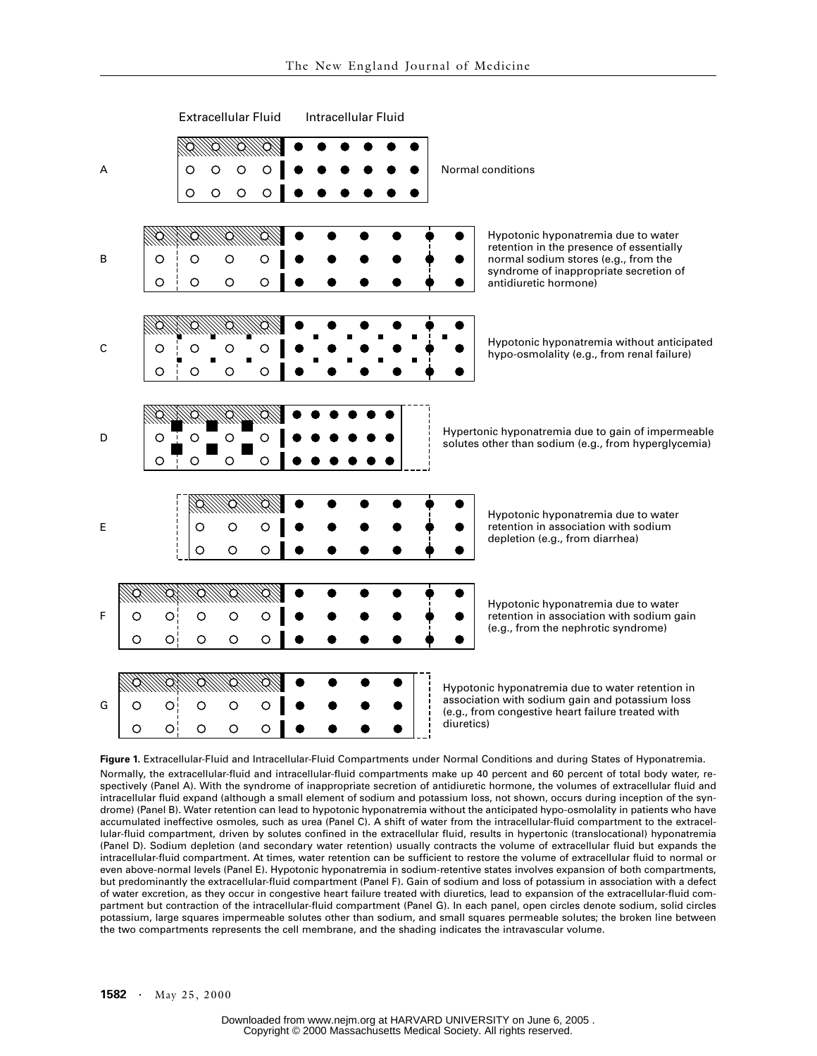**Figure 1.** Extracellular-Fluid and Intracellular-Fluid Compartments under Normal Conditions and during States of Hyponatremia.

Normally, the extracellular-fluid and intracellular-fluid compartments make up 40 percent and 60 percent of total body water, respectively (Panel A). With the syndrome of inappropriate secretion of antidiuretic hormone, the volumes of extracellular fluid and intracellular fluid expand (although a small element of sodium and potassium loss, not shown, occurs during inception of the syndrome) (Panel B). Water retention can lead to hypotonic hyponatremia without the anticipated hypo-osmolality in patients who have accumulated ineffective osmoles, such as urea (Panel C). A shift of water from the intracellular-fluid compartment to the extracellular-fluid compartment, driven by solutes confined in the extracellular fluid, results in hypertonic (translocational) hyponatremia (Panel D). Sodium depletion (and secondary water retention) usually contracts the volume of extracellular fluid but expands the intracellular-fluid compartment. At times, water retention can be sufficient to restore the volume of extracellular fluid to normal or even above-normal levels (Panel E). Hypotonic hyponatremia in sodium-retentive states involves expansion of both compartments, but predominantly the extracellular-fluid compartment (Panel F). Gain of sodium and loss of potassium in association with a defect of water excretion, as they occur in congestive heart failure treated with diuretics, lead to expansion of the extracellular-fluid compartment but contraction of the intracellular-fluid compartment (Panel G). In each panel, open circles denote sodium, solid circles potassium, large squares impermeable solutes other than sodium, and small squares permeable solutes; the broken line between the two compartments represents the cell membrane, and the shading indicates the intravascular volume.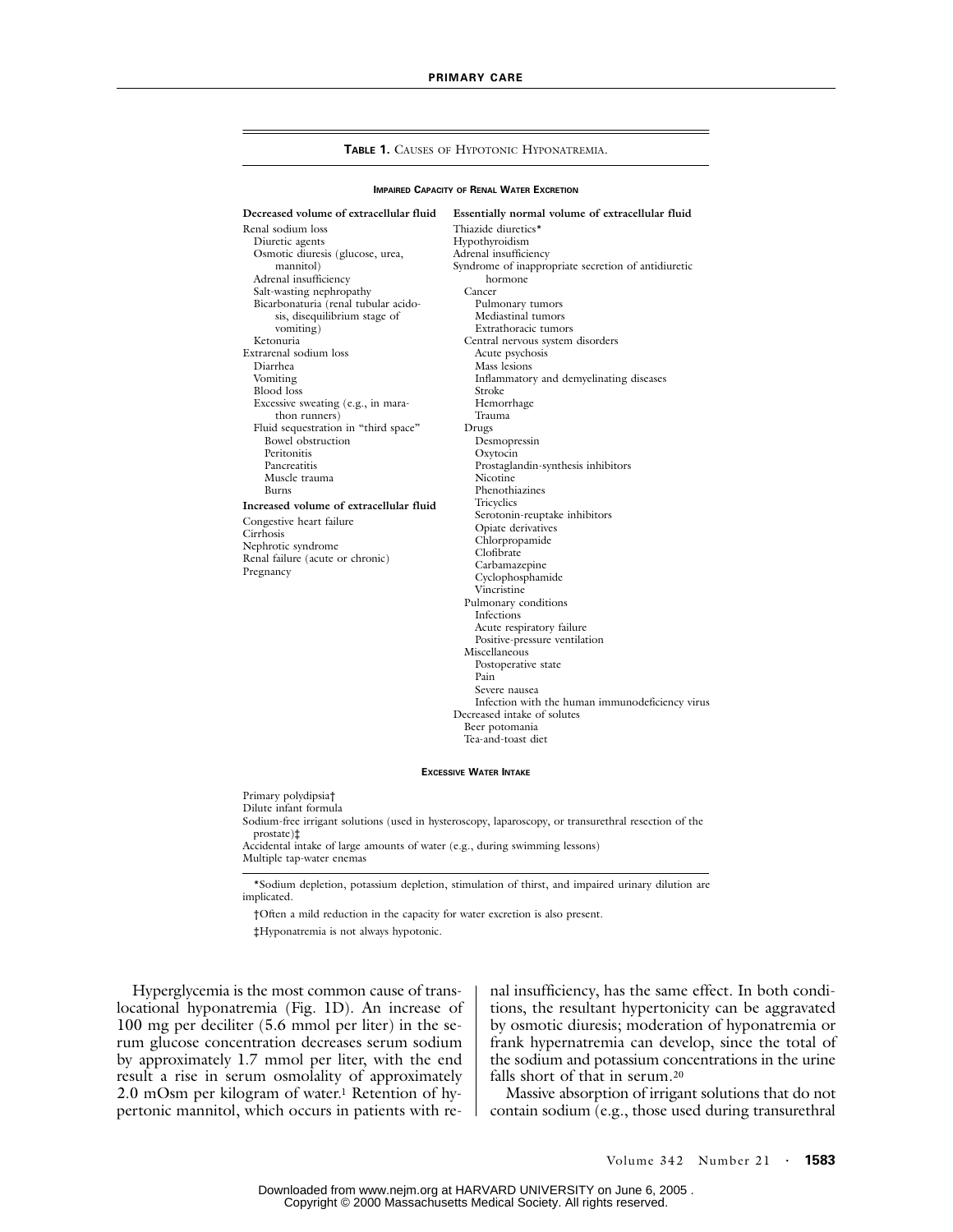**Table 1.** Causes of Hypotonic Hyponatremia.

**Impaired Capacity of Renal Water Excretion**

| **Decreased volume of extracellular fluid** | **Essentially normal volume of extracellular fluid** |
|---|---|
| Renal sodium loss | Thiazide diuretics* |
| Diuretic agents | Hypothyroidism |
| Osmotic diuresis (glucose, urea, mannitol) | Adrenal insufficiency |
| Adrenal insufficiency | Syndrome of inappropriate secretion of antidiuretic hormone |
| Salt-wasting nephropathy | Cancer |
| Bicarbonaturia (renal tubular acidosis, disequilibrium stage of vomiting) | Pulmonary tumors |
| Ketonuria | Mediastinal tumors |
| Extrarenal sodium loss | Extrathoracic tumors |
| Diarrhea | Central nervous system disorders |
| Vomiting | Acute psychosis |
| Blood loss | Mass lesions |
| Excessive sweating (e.g., in marathon runners) | Inflammatory and demyelinating diseases |
| Fluid sequestration in "third space" | Stroke |
| Bowel obstruction | Hemorrhage |
| Peritonitis | Trauma |
| Pancreatitis | Drugs |
| Muscle trauma | Desmopressin |
| Burns | Oxytocin |
| **Increased volume of extracellular fluid** | Prostaglandin-synthesis inhibitors |
| Congestive heart failure | Nicotine |
| Cirrhosis | Phenothiazines |
| Nephrotic syndrome | Tricyclics |
| Renal failure (acute or chronic) | Serotonin-reuptake inhibitors |
| Pregnancy | Opiate derivatives |
| | Chlorpropamide |
| | Clofibrate |
| | Carbamazepine |
| | Cyclophosphamide |
| | Vincristine |
| | Pulmonary conditions |
| | Infections |
| | Acute respiratory failure |
| | Positive-pressure ventilation |
| | Miscellaneous |
| | Postoperative state |
| | Pain |
| | Severe nausea |
| | Infection with the human immunodeficiency virus |
| | Decreased intake of solutes |
| | Beer potomania |
| | Tea-and-toast diet |

**Excessive Water Intake**

- Primary polydipsia†
- Dilute infant formula
- Sodium-free irrigant solutions (used in hysteroscopy, laparoscopy, or transurethral resection of the prostate)‡
- Accidental intake of large amounts of water (e.g., during swimming lessons)
- Multiple tap-water enemas

*Sodium depletion, potassium depletion, stimulation of thirst, and impaired urinary dilution are implicated.

†Often a mild reduction in the capacity for water excretion is also present.

‡Hyponatremia is not always hypotonic.

Hyperglycemia is the most common cause of translocational hyponatremia (Fig. 1D). An increase of 100 mg per deciliter (5.6 mmol per liter) in the serum glucose concentration decreases serum sodium by approximately 1.7 mmol per liter, with the end result a rise in serum osmolality of approximately 2.0 mOsm per kilogram of water.[1] Retention of hypertonic mannitol, which occurs in patients with renal insufficiency, has the same effect. In both conditions, the resultant hypertonicity can be aggravated by osmotic diuresis; moderation of hyponatremia or frank hypernatremia can develop, since the total of the sodium and potassium concentrations in the urine falls short of that in serum.[20]

Massive absorption of irrigant solutions that do not contain sodium (e.g., those used during transurethral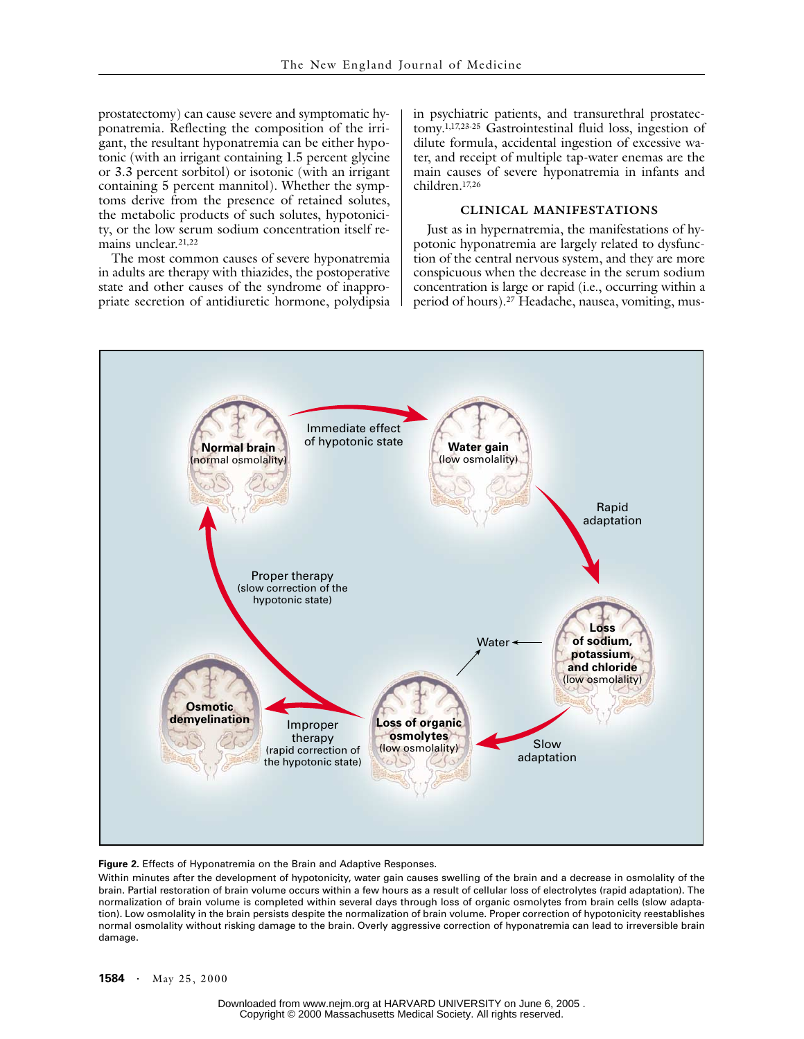prostatectomy) can cause severe and symptomatic hyponatremia. Reflecting the composition of the irrigant, the resultant hyponatremia can be either hypotonic (with an irrigant containing 1.5 percent glycine or 3.3 percent sorbitol) or isotonic (with an irrigant containing 5 percent mannitol). Whether the symptoms derive from the presence of retained solutes, the metabolic products of such solutes, hypotonicity, or the low serum sodium concentration itself remains unclear.[21,22]

The most common causes of severe hyponatremia in adults are therapy with thiazides, the postoperative state and other causes of the syndrome of inappropriate secretion of antidiuretic hormone, polydipsia in psychiatric patients, and transurethral prostatectomy.[1,17,23-25] Gastrointestinal fluid loss, ingestion of dilute formula, accidental ingestion of excessive water, and receipt of multiple tap-water enemas are the main causes of severe hyponatremia in infants and children.[17,26]

## CLINICAL MANIFESTATIONS

Just as in hypernatremia, the manifestations of hypotonic hyponatremia are largely related to dysfunction of the central nervous system, and they are more conspicuous when the decrease in the serum sodium concentration is large or rapid (i.e., occurring within a period of hours).[27] Headache, nausea, vomiting, mus-

**Figure 2.** Effects of Hyponatremia on the Brain and Adaptive Responses.

Within minutes after the development of hypotonicity, water gain causes swelling of the brain and a decrease in osmolality of the brain. Partial restoration of brain volume occurs within a few hours as a result of cellular loss of electrolytes (rapid adaptation). The normalization of brain volume is completed within several days through loss of organic osmolytes from brain cells (slow adaptation). Low osmolality in the brain persists despite the normalization of brain volume. Proper correction of hypotonicity reestablishes normal osmolality without risking damage to the brain. Overly aggressive correction of hyponatremia can lead to irreversible brain damage.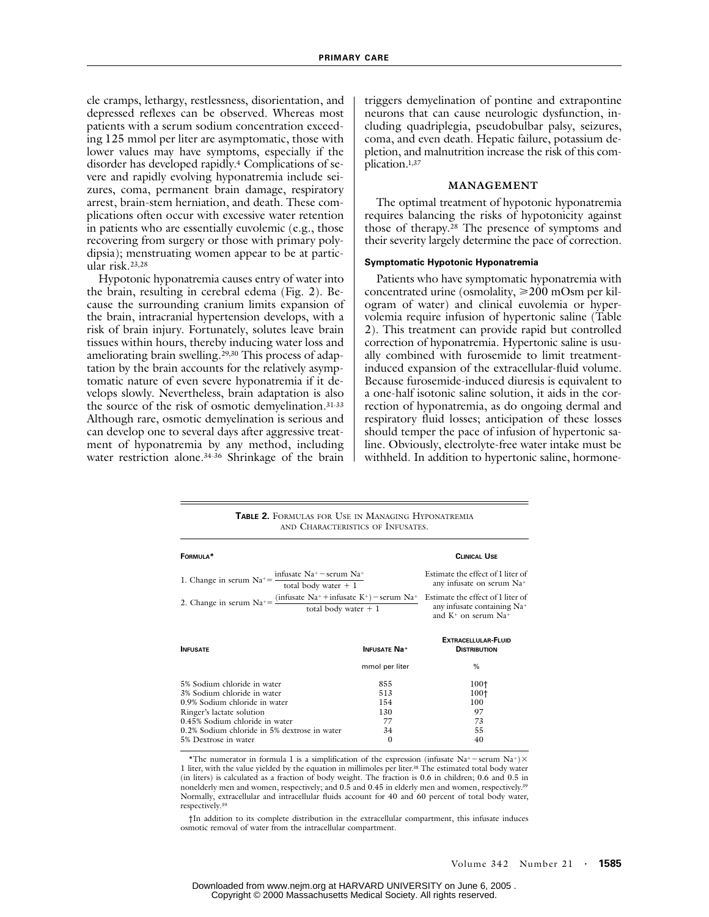cle cramps, lethargy, restlessness, disorientation, and depressed reflexes can be observed. Whereas most patients with a serum sodium concentration exceeding 125 mmol per liter are asymptomatic, those with lower values may have symptoms, especially if the disorder has developed rapidly.[4] Complications of severe and rapidly evolving hyponatremia include seizures, coma, permanent brain damage, respiratory arrest, brain-stem herniation, and death. These complications often occur with excessive water retention in patients who are essentially euvolemic (e.g., those recovering from surgery or those with primary polydipsia); menstruating women appear to be at particular risk.[23,28]

Hypotonic hyponatremia causes entry of water into the brain, resulting in cerebral edema (Fig. 2). Because the surrounding cranium limits expansion of the brain, intracranial hypertension develops, with a risk of brain injury. Fortunately, solutes leave brain tissues within hours, thereby inducing water loss and ameliorating brain swelling.[29,30] This process of adaptation by the brain accounts for the relatively asymptomatic nature of even severe hyponatremia if it develops slowly. Nevertheless, brain adaptation is also the source of the risk of osmotic demyelination.[31-33] Although rare, osmotic demyelination is serious and can develop one to several days after aggressive treatment of hyponatremia by any method, including water restriction alone.[34-36] Shrinkage of the brain triggers demyelination of pontine and extrapontine neurons that can cause neurologic dysfunction, including quadriplegia, pseudobulbar palsy, seizures, coma, and even death. Hepatic failure, potassium depletion, and malnutrition increase the risk of this complication.[1,37]

## MANAGEMENT

The optimal treatment of hypotonic hyponatremia requires balancing the risks of hypotonicity against those of therapy.[28] The presence of symptoms and their severity largely determine the pace of correction.

### Symptomatic Hypotonic Hyponatremia

Patients who have symptomatic hyponatremia with concentrated urine (osmolality, ≥200 mOsm per kilogram of water) and clinical euvolemia or hypervolemia require infusion of hypertonic saline (Table 2). This treatment can provide rapid but controlled correction of hyponatremia. Hypertonic saline is usually combined with furosemide to limit treatment-induced expansion of the extracellular-fluid volume. Because furosemide-induced diuresis is equivalent to a one-half isotonic saline solution, it aids in the correction of hyponatremia, as do ongoing dermal and respiratory fluid losses; anticipation of these losses should temper the pace of infusion of hypertonic saline. Obviously, electrolyte-free water intake must be withheld. In addition to hypertonic saline, hormone-

**TABLE 2.** FORMULAS FOR USE IN MANAGING HYPONATREMIA AND CHARACTERISTICS OF INFUSATES.

| Formula* | Clinical Use |
|---|---|
| 1. $\text{Change in serum Na}^+ = \dfrac{\text{infusate Na}^+ - \text{serum Na}^+}{\text{total body water} + 1}$ | Estimate the effect of 1 liter of any infusate on serum $Na^+$ |
| 2. $\text{Change in serum Na}^+ = \dfrac{(\text{infusate Na}^+ + \text{infusate K}^+) - \text{serum Na}^+}{\text{total body water} + 1}$ | Estimate the effect of 1 liter of any infusate containing $Na^+$ and $K^+$ on serum $Na^+$ |

| Infusate | Infusate $Na^+$ | Extracellular-Fluid Distribution |
|---|---|---|
| | mmol per liter | % |
| 5% Sodium chloride in water | 855 | 100† |
| 3% Sodium chloride in water | 513 | 100† |
| 0.9% Sodium chloride in water | 154 | 100 |
| Ringer's lactate solution | 130 | 97 |
| 0.45% Sodium chloride in water | 77 | 73 |
| 0.2% Sodium chloride in 5% dextrose in water | 34 | 55 |
| 5% Dextrose in water | 0 | 40 |

*The numerator in formula 1 is a simplification of the expression (infusate $Na^+$ − serum $Na^+$) × 1 liter, with the value yielded by the equation in millimoles per liter.[38] The estimated total body water (in liters) is calculated as a fraction of body weight. The fraction is 0.6 in children; 0.6 and 0.5 in nonelderly men and women, respectively; and 0.5 and 0.45 in elderly men and women, respectively.[39] Normally, extracellular and intracellular fluids account for 40 and 60 percent of total body water, respectively.[39]

†In addition to its complete distribution in the extracellular compartment, this infusate induces osmotic removal of water from the intracellular compartment.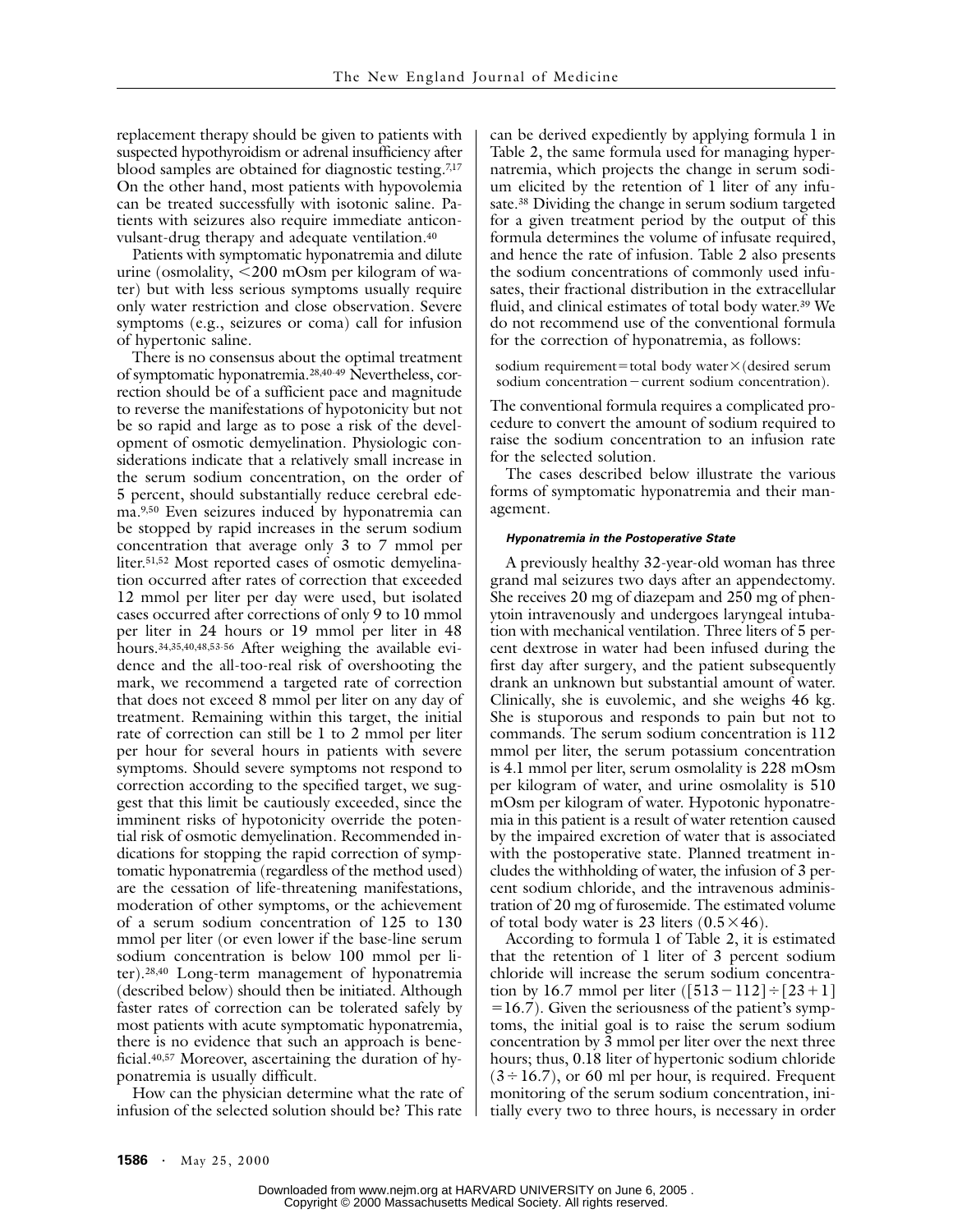replacement therapy should be given to patients with suspected hypothyroidism or adrenal insufficiency after blood samples are obtained for diagnostic testing.[7,17] On the other hand, most patients with hypovolemia can be treated successfully with isotonic saline. Patients with seizures also require immediate anticonvulsant-drug therapy and adequate ventilation.[40]

Patients with symptomatic hyponatremia and dilute urine (osmolality, <200 mOsm per kilogram of water) but with less serious symptoms usually require only water restriction and close observation. Severe symptoms (e.g., seizures or coma) call for infusion of hypertonic saline.

There is no consensus about the optimal treatment of symptomatic hyponatremia.[28,40-49] Nevertheless, correction should be of a sufficient pace and magnitude to reverse the manifestations of hypotonicity but not be so rapid and large as to pose a risk of the development of osmotic demyelination. Physiologic considerations indicate that a relatively small increase in the serum sodium concentration, on the order of 5 percent, should substantially reduce cerebral edema.[9,50] Even seizures induced by hyponatremia can be stopped by rapid increases in the serum sodium concentration that average only 3 to 7 mmol per liter.[51,52] Most reported cases of osmotic demyelination occurred after rates of correction that exceeded 12 mmol per liter per day were used, but isolated cases occurred after corrections of only 9 to 10 mmol per liter in 24 hours or 19 mmol per liter in 48 hours.[34,35,40,48,53-56] After weighing the available evidence and the all-too-real risk of overshooting the mark, we recommend a targeted rate of correction that does not exceed 8 mmol per liter on any day of treatment. Remaining within this target, the initial rate of correction can still be 1 to 2 mmol per liter per hour for several hours in patients with severe symptoms. Should severe symptoms not respond to correction according to the specified target, we suggest that this limit be cautiously exceeded, since the imminent risks of hypotonicity override the potential risk of osmotic demyelination. Recommended indications for stopping the rapid correction of symptomatic hyponatremia (regardless of the method used) are the cessation of life-threatening manifestations, moderation of other symptoms, or the achievement of a serum sodium concentration of 125 to 130 mmol per liter (or even lower if the base-line serum sodium concentration is below 100 mmol per liter).[28,40] Long-term management of hyponatremia (described below) should then be initiated. Although faster rates of correction can be tolerated safely by most patients with acute symptomatic hyponatremia, there is no evidence that such an approach is beneficial.[40,57] Moreover, ascertaining the duration of hyponatremia is usually difficult.

How can the physician determine what the rate of infusion of the selected solution should be? This rate can be derived expediently by applying formula 1 in Table 2, the same formula used for managing hypernatremia, which projects the change in serum sodium elicited by the retention of 1 liter of any infusate.[38] Dividing the change in serum sodium targeted for a given treatment period by the output of this formula determines the volume of infusate required, and hence the rate of infusion. Table 2 also presents the sodium concentrations of commonly used infusates, their fractional distribution in the extracellular fluid, and clinical estimates of total body water.[39] We do not recommend use of the conventional formula for the correction of hyponatremia, as follows:

sodium requirement = total body water × (desired serum sodium concentration − current sodium concentration).

The conventional formula requires a complicated procedure to convert the amount of sodium required to raise the sodium concentration to an infusion rate for the selected solution.

The cases described below illustrate the various forms of symptomatic hyponatremia and their management.

#### *Hyponatremia in the Postoperative State*

A previously healthy 32-year-old woman has three grand mal seizures two days after an appendectomy. She receives 20 mg of diazepam and 250 mg of phenytoin intravenously and undergoes laryngeal intubation with mechanical ventilation. Three liters of 5 percent dextrose in water had been infused during the first day after surgery, and the patient subsequently drank an unknown but substantial amount of water. Clinically, she is euvolemic, and she weighs 46 kg. She is stuporous and responds to pain but not to commands. The serum sodium concentration is 112 mmol per liter, the serum potassium concentration is 4.1 mmol per liter, serum osmolality is 228 mOsm per kilogram of water, and urine osmolality is 510 mOsm per kilogram of water. Hypotonic hyponatremia in this patient is a result of water retention caused by the impaired excretion of water that is associated with the postoperative state. Planned treatment includes the withholding of water, the infusion of 3 percent sodium chloride, and the intravenous administration of 20 mg of furosemide. The estimated volume of total body water is 23 liters ($0.5 \times 46$).

According to formula 1 of Table 2, it is estimated that the retention of 1 liter of 3 percent sodium chloride will increase the serum sodium concentration by 16.7 mmol per liter ($[513-112] \div [23+1] = 16.7$). Given the seriousness of the patient's symptoms, the initial goal is to raise the serum sodium concentration by 3 mmol per liter over the next three hours; thus, 0.18 liter of hypertonic sodium chloride ($3 \div 16.7$), or 60 ml per hour, is required. Frequent monitoring of the serum sodium concentration, initially every two to three hours, is necessary in order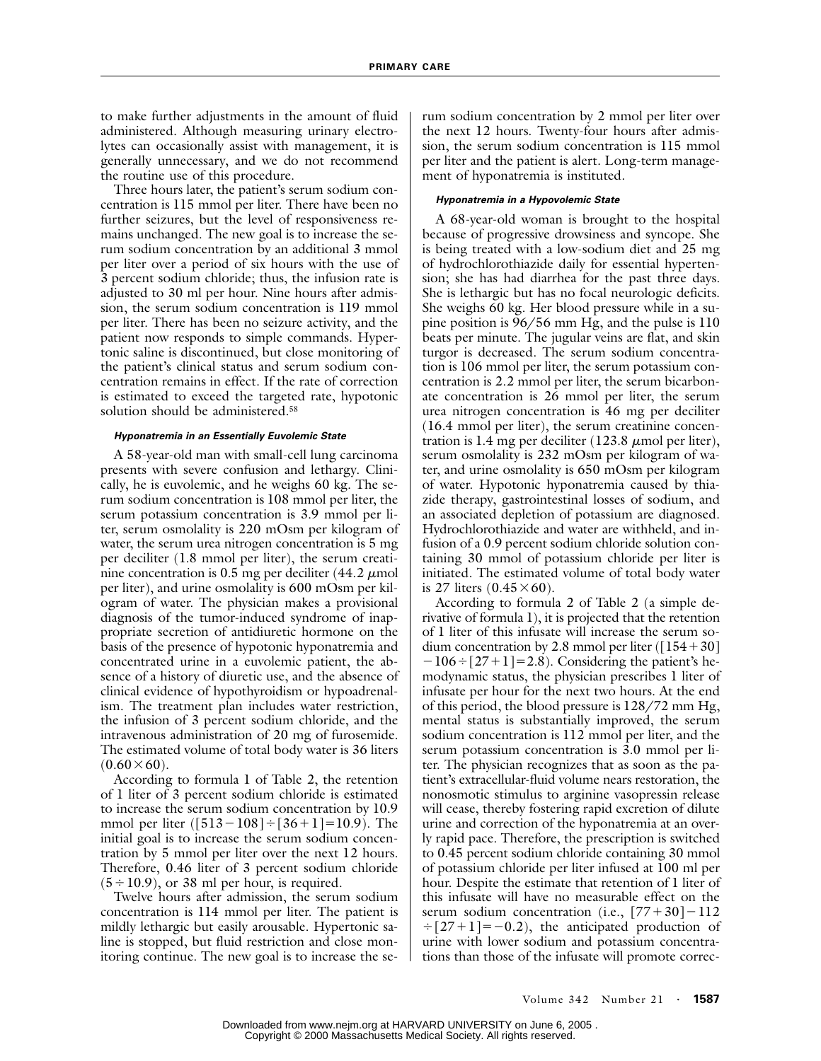to make further adjustments in the amount of fluid administered. Although measuring urinary electrolytes can occasionally assist with management, it is generally unnecessary, and we do not recommend the routine use of this procedure.

Three hours later, the patient's serum sodium concentration is 115 mmol per liter. There have been no further seizures, but the level of responsiveness remains unchanged. The new goal is to increase the serum sodium concentration by an additional 3 mmol per liter over a period of six hours with the use of 3 percent sodium chloride; thus, the infusion rate is adjusted to 30 ml per hour. Nine hours after admission, the serum sodium concentration is 119 mmol per liter. There has been no seizure activity, and the patient now responds to simple commands. Hypertonic saline is discontinued, but close monitoring of the patient's clinical status and serum sodium concentration remains in effect. If the rate of correction is estimated to exceed the targeted rate, hypotonic solution should be administered.[58]

#### *Hyponatremia in an Essentially Euvolemic State*

A 58-year-old man with small-cell lung carcinoma presents with severe confusion and lethargy. Clinically, he is euvolemic, and he weighs 60 kg. The serum sodium concentration is 108 mmol per liter, the serum potassium concentration is 3.9 mmol per liter, serum osmolality is 220 mOsm per kilogram of water, the serum urea nitrogen concentration is 5 mg per deciliter (1.8 mmol per liter), the serum creatinine concentration is 0.5 mg per deciliter (44.2 $\mu$mol per liter), and urine osmolality is 600 mOsm per kilogram of water. The physician makes a provisional diagnosis of the tumor-induced syndrome of inappropriate secretion of antidiuretic hormone on the basis of the presence of hypotonic hyponatremia and concentrated urine in a euvolemic patient, the absence of a history of diuretic use, and the absence of clinical evidence of hypothyroidism or hypoadrenalism. The treatment plan includes water restriction, the infusion of 3 percent sodium chloride, and the intravenous administration of 20 mg of furosemide. The estimated volume of total body water is 36 liters ($0.60 \times 60$).

According to formula 1 of Table 2, the retention of 1 liter of 3 percent sodium chloride is estimated to increase the serum sodium concentration by 10.9 mmol per liter ($[513-108] \div [36+1] = 10.9$). The initial goal is to increase the serum sodium concentration by 5 mmol per liter over the next 12 hours. Therefore, 0.46 liter of 3 percent sodium chloride ($5 \div 10.9$), or 38 ml per hour, is required.

Twelve hours after admission, the serum sodium concentration is 114 mmol per liter. The patient is mildly lethargic but easily arousable. Hypertonic saline is stopped, but fluid restriction and close monitoring continue. The new goal is to increase the serum sodium concentration by 2 mmol per liter over the next 12 hours. Twenty-four hours after admission, the serum sodium concentration is 115 mmol per liter and the patient is alert. Long-term management of hyponatremia is instituted.

#### *Hyponatremia in a Hypovolemic State*

A 68-year-old woman is brought to the hospital because of progressive drowsiness and syncope. She is being treated with a low-sodium diet and 25 mg of hydrochlorothiazide daily for essential hypertension; she has had diarrhea for the past three days. She is lethargic but has no focal neurologic deficits. She weighs 60 kg. Her blood pressure while in a supine position is 96/56 mm Hg, and the pulse is 110 beats per minute. The jugular veins are flat, and skin turgor is decreased. The serum sodium concentration is 106 mmol per liter, the serum potassium concentration is 2.2 mmol per liter, the serum bicarbonate concentration is 26 mmol per liter, the serum urea nitrogen concentration is 46 mg per deciliter (16.4 mmol per liter), the serum creatinine concentration is 1.4 mg per deciliter (123.8 $\mu$mol per liter), serum osmolality is 232 mOsm per kilogram of water, and urine osmolality is 650 mOsm per kilogram of water. Hypotonic hyponatremia caused by thiazide therapy, gastrointestinal losses of sodium, and an associated depletion of potassium are diagnosed. Hydrochlorothiazide and water are withheld, and infusion of a 0.9 percent sodium chloride solution containing 30 mmol of potassium chloride per liter is initiated. The estimated volume of total body water is 27 liters ($0.45 \times 60$).

According to formula 2 of Table 2 (a simple derivative of formula 1), it is projected that the retention of 1 liter of this infusate will increase the serum sodium concentration by 2.8 mmol per liter ($[154+30] - 106 \div [27+1] = 2.8$). Considering the patient's hemodynamic status, the physician prescribes 1 liter of infusate per hour for the next two hours. At the end of this period, the blood pressure is 128/72 mm Hg, mental status is substantially improved, the serum sodium concentration is 112 mmol per liter, and the serum potassium concentration is 3.0 mmol per liter. The physician recognizes that as soon as the patient's extracellular-fluid volume nears restoration, the nonosmotic stimulus to arginine vasopressin release will cease, thereby fostering rapid excretion of dilute urine and correction of the hyponatremia at an overly rapid pace. Therefore, the prescription is switched to 0.45 percent sodium chloride containing 30 mmol of potassium chloride per liter infused at 100 ml per hour. Despite the estimate that retention of 1 liter of this infusate will have no measurable effect on the serum sodium concentration (i.e., $[77+30] - 112 \div [27+1] = -0.2$), the anticipated production of urine with lower sodium and potassium concentrations than those of the infusate will promote correc-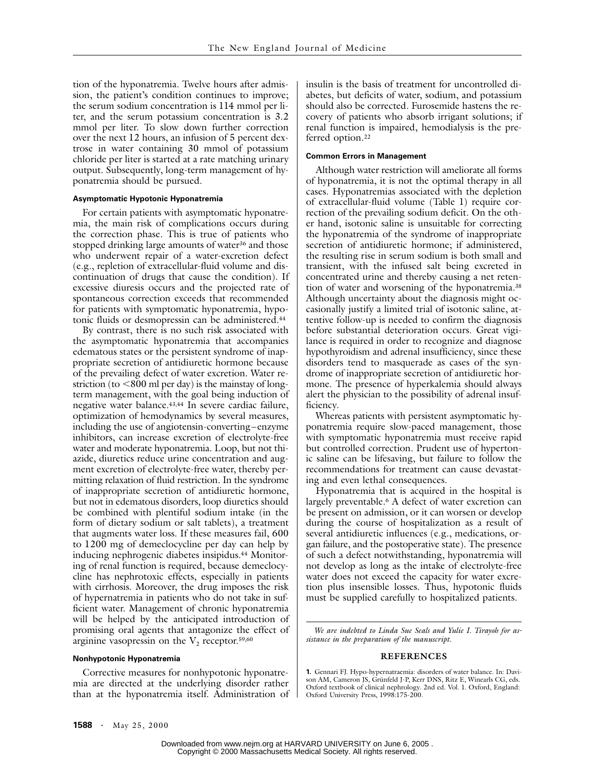tion of the hyponatremia. Twelve hours after admission, the patient's condition continues to improve; the serum sodium concentration is 114 mmol per liter, and the serum potassium concentration is 3.2 mmol per liter. To slow down further correction over the next 12 hours, an infusion of 5 percent dextrose in water containing 30 mmol of potassium chloride per liter is started at a rate matching urinary output. Subsequently, long-term management of hyponatremia should be pursued.

#### Asymptomatic Hypotonic Hyponatremia

For certain patients with asymptomatic hyponatremia, the main risk of complications occurs during the correction phase. This is true of patients who stopped drinking large amounts of water[36] and those who underwent repair of a water-excretion defect (e.g., repletion of extracellular-fluid volume and discontinuation of drugs that cause the condition). If excessive diuresis occurs and the projected rate of spontaneous correction exceeds that recommended for patients with symptomatic hyponatremia, hypotonic fluids or desmopressin can be administered.[44]

By contrast, there is no such risk associated with the asymptomatic hyponatremia that accompanies edematous states or the persistent syndrome of inappropriate secretion of antidiuretic hormone because of the prevailing defect of water excretion. Water restriction (to <800 ml per day) is the mainstay of long-term management, with the goal being induction of negative water balance.[43,44] In severe cardiac failure, optimization of hemodynamics by several measures, including the use of angiotensin-converting–enzyme inhibitors, can increase excretion of electrolyte-free water and moderate hyponatremia. Loop, but not thiazide, diuretics reduce urine concentration and augment excretion of electrolyte-free water, thereby permitting relaxation of fluid restriction. In the syndrome of inappropriate secretion of antidiuretic hormone, but not in edematous disorders, loop diuretics should be combined with plentiful sodium intake (in the form of dietary sodium or salt tablets), a treatment that augments water loss. If these measures fail, 600 to 1200 mg of demeclocycline per day can help by inducing nephrogenic diabetes insipidus.[44] Monitoring of renal function is required, because demeclocycline has nephrotoxic effects, especially in patients with cirrhosis. Moreover, the drug imposes the risk of hypernatremia in patients who do not take in sufficient water. Management of chronic hyponatremia will be helped by the anticipated introduction of promising oral agents that antagonize the effect of arginine vasopressin on the $V_2$ receptor.[59,60]

#### Nonhypotonic Hyponatremia

Corrective measures for nonhypotonic hyponatremia are directed at the underlying disorder rather than at the hyponatremia itself. Administration of insulin is the basis of treatment for uncontrolled diabetes, but deficits of water, sodium, and potassium should also be corrected. Furosemide hastens the recovery of patients who absorb irrigant solutions; if renal function is impaired, hemodialysis is the preferred option.[22]

#### Common Errors in Management

Although water restriction will ameliorate all forms of hyponatremia, it is not the optimal therapy in all cases. Hyponatremias associated with the depletion of extracellular-fluid volume (Table 1) require correction of the prevailing sodium deficit. On the other hand, isotonic saline is unsuitable for correcting the hyponatremia of the syndrome of inappropriate secretion of antidiuretic hormone; if administered, the resulting rise in serum sodium is both small and transient, with the infused salt being excreted in concentrated urine and thereby causing a net retention of water and worsening of the hyponatremia.[38] Although uncertainty about the diagnosis might occasionally justify a limited trial of isotonic saline, attentive follow-up is needed to confirm the diagnosis before substantial deterioration occurs. Great vigilance is required in order to recognize and diagnose hypothyroidism and adrenal insufficiency, since these disorders tend to masquerade as cases of the syndrome of inappropriate secretion of antidiuretic hormone. The presence of hyperkalemia should always alert the physician to the possibility of adrenal insufficiency.

Whereas patients with persistent asymptomatic hyponatremia require slow-paced management, those with symptomatic hyponatremia must receive rapid but controlled correction. Prudent use of hypertonic saline can be lifesaving, but failure to follow the recommendations for treatment can cause devastating and even lethal consequences.

Hyponatremia that is acquired in the hospital is largely preventable.[6] A defect of water excretion can be present on admission, or it can worsen or develop during the course of hospitalization as a result of several antidiuretic influences (e.g., medications, organ failure, and the postoperative state). The presence of such a defect notwithstanding, hyponatremia will not develop as long as the intake of electrolyte-free water does not exceed the capacity for water excretion plus insensible losses. Thus, hypotonic fluids must be supplied carefully to hospitalized patients.

*We are indebted to Linda Sue Seals and Yulie I. Tirayoh for assistance in the preparation of the manuscript.*

## REFERENCES

**1.** Gennari FJ. Hypo-hypernatraemia: disorders of water balance. In: Davison AM, Cameron JS, Grünfeld J-P, Kerr DNS, Ritz E, Winearls CG, eds. Oxford textbook of clinical nephrology. 2nd ed. Vol. 1. Oxford, England: Oxford University Press, 1998:175-200.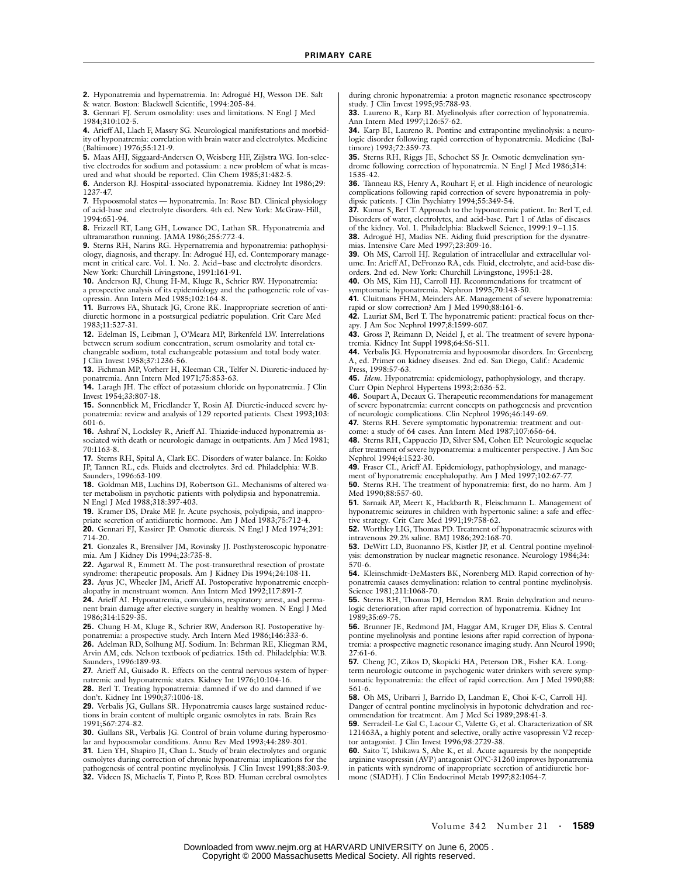**2.** Hyponatremia and hypernatremia. In: Adrogué HJ, Wesson DE. Salt & water. Boston: Blackwell Scientific, 1994:205-84.

**3.** Gennari FJ. Serum osmolality: uses and limitations. N Engl J Med 1984;310:102-5.

**4.** Arieff AI, Llach F, Massry SG. Neurological manifestations and morbidity of hyponatremia: correlation with brain water and electrolytes. Medicine (Baltimore) 1976;55:121-9.

**5.** Maas AHJ, Siggaard-Andersen O, Weisberg HF, Zijlstra WG. Ion-selective electrodes for sodium and potassium: a new problem of what is measured and what should be reported. Clin Chem 1985;31:482-5.

**6.** Anderson RJ. Hospital-associated hyponatremia. Kidney Int 1986;29:1237-47.

**7.** Hypoosmolal states — hyponatremia. In: Rose BD. Clinical physiology of acid-base and electrolyte disorders. 4th ed. New York: McGraw-Hill, 1994:651-94.

**8.** Frizzell RT, Lang GH, Lowance DC, Lathan SR. Hyponatremia and ultramarathon running. JAMA 1986;255:772-4.

**9.** Sterns RH, Narins RG. Hypernatremia and hyponatremia: pathophysiology, diagnosis, and therapy. In: Adrogué HJ, ed. Contemporary management in critical care. Vol. 1. No. 2. Acid–base and electrolyte disorders. New York: Churchill Livingstone, 1991:161-91.

**10.** Anderson RJ, Chung H-M, Kluge R, Schrier RW. Hyponatremia: a prospective analysis of its epidemiology and the pathogenetic role of vasopressin. Ann Intern Med 1985;102:164-8.

**11.** Burrows FA, Shutack JG, Crone RK. Inappropriate secretion of antidiuretic hormone in a postsurgical pediatric population. Crit Care Med 1983;11:527-31.

**12.** Edelman IS, Leibman J, O'Meara MP, Birkenfeld LW. Interrelations between serum sodium concentration, serum osmolarity and total exchangeable sodium, total exchangeable potassium and total body water. J Clin Invest 1958;37:1236-56.

**13.** Fichman MP, Vorherr H, Kleeman CR, Telfer N. Diuretic-induced hyponatremia. Ann Intern Med 1971;75:853-63.

**14.** Laragh JH. The effect of potassium chloride on hyponatremia. J Clin Invest 1954;33:807-18.

**15.** Sonnenblick M, Friedlander Y, Rosin AJ. Diuretic-induced severe hyponatremia: review and analysis of 129 reported patients. Chest 1993;103:601-6.

**16.** Ashraf N, Locksley R, Arieff AI. Thiazide-induced hyponatremia associated with death or neurologic damage in outpatients. Am J Med 1981;70:1163-8.

**17.** Sterns RH, Spital A, Clark EC. Disorders of water balance. In: Kokko JP, Tannen RL, eds. Fluids and electrolytes. 3rd ed. Philadelphia: W.B. Saunders, 1996:63-109.

**18.** Goldman MB, Luchins DJ, Robertson GL. Mechanisms of altered water metabolism in psychotic patients with polydipsia and hyponatremia. N Engl J Med 1988;318:397-403.

**19.** Kramer DS, Drake ME Jr. Acute psychosis, polydipsia, and inappropriate secretion of antidiuretic hormone. Am J Med 1983;75:712-4.

**20.** Gennari FJ, Kassirer JP. Osmotic diuresis. N Engl J Med 1974;291:714-20.

**21.** Gonzales R, Brensilver JM, Rovinsky JJ. Posthysteroscopic hyponatremia. Am J Kidney Dis 1994;23:735-8.

**22.** Agarwal R, Emmett M. The post-transurethral resection of prostate syndrome: therapeutic proposals. Am J Kidney Dis 1994;24:108-11.

**23.** Ayus JC, Wheeler JM, Arieff AI. Postoperative hyponatremic encephalopathy in menstruant women. Ann Intern Med 1992;117:891-7.

**24.** Arieff AI. Hyponatremia, convulsions, respiratory arrest, and permanent brain damage after elective surgery in healthy women. N Engl J Med 1986;314:1529-35.

**25.** Chung H-M, Kluge R, Schrier RW, Anderson RJ. Postoperative hyponatremia: a prospective study. Arch Intern Med 1986;146:333-6.

**26.** Adelman RD, Solhung MJ. Sodium. In: Behrman RE, Kliegman RM, Arvin AM, eds. Nelson textbook of pediatrics. 15th ed. Philadelphia: W.B. Saunders, 1996:189-93.

**27.** Arieff AI, Guisado R. Effects on the central nervous system of hypernatremic and hyponatremic states. Kidney Int 1976;10:104-16.

**28.** Berl T. Treating hyponatremia: damned if we do and damned if we don't. Kidney Int 1990;37:1006-18.

**29.** Verbalis JG, Gullans SR. Hyponatremia causes large sustained reductions in brain content of multiple organic osmolytes in rats. Brain Res 1991;567:274-82.

**30.** Gullans SR, Verbalis JG. Control of brain volume during hyperosmolar and hypoosmolar conditions. Annu Rev Med 1993;44:289-301.

**31.** Lien YH, Shapiro JI, Chan L. Study of brain electrolytes and organic osmolytes during correction of chronic hyponatremia: implications for the pathogenesis of central pontine myelinolysis. J Clin Invest 1991;88:303-9.

**32.** Videen JS, Michaelis T, Pinto P, Ross BD. Human cerebral osmolytes during chronic hyponatremia: a proton magnetic resonance spectroscopy study. J Clin Invest 1995;95:788-93.

**33.** Laureno R, Karp BI. Myelinolysis after correction of hyponatremia. Ann Intern Med 1997;126:57-62.

**34.** Karp BI, Laureno R. Pontine and extrapontine myelinolysis: a neurologic disorder following rapid correction of hyponatremia. Medicine (Baltimore) 1993;72:359-73.

**35.** Sterns RH, Riggs JE, Schochet SS Jr. Osmotic demyelination syndrome following correction of hyponatremia. N Engl J Med 1986;314:1535-42.

**36.** Tanneau RS, Henry A, Rouhart F, et al. High incidence of neurologic complications following rapid correction of severe hyponatremia in polydipsic patients. J Clin Psychiatry 1994;55:349-54.

**37.** Kumar S, Berl T. Approach to the hyponatremic patient. In: Berl T, ed. Disorders of water, electrolytes, and acid-base. Part 1 of Atlas of diseases of the kidney. Vol. 1. Philadelphia: Blackwell Science, 1999:1.9–1.15.

**38.** Adrogué HJ, Madias NE. Aiding fluid prescription for the dysnatremias. Intensive Care Med 1997;23:309-16.

**39.** Oh MS, Carroll HJ. Regulation of intracellular and extracellular volume. In: Arieff AI, DeFronzo RA, eds. Fluid, electrolyte, and acid-base disorders. 2nd ed. New York: Churchill Livingstone, 1995:1-28.

**40.** Oh MS, Kim HJ, Carroll HJ. Recommendations for treatment of symptomatic hyponatremia. Nephron 1995;70:143-50.

**41.** Cluitmans FHM, Meinders AE. Management of severe hyponatremia: rapid or slow correction? Am J Med 1990;88:161-6.

**42.** Lauriat SM, Berl T. The hyponatremic patient: practical focus on therapy. J Am Soc Nephrol 1997;8:1599-607.

**43.** Gross P, Reimann D, Neidel J, et al. The treatment of severe hyponatremia. Kidney Int Suppl 1998;64:S6-S11.

**44.** Verbalis JG. Hyponatremia and hypoosmolar disorders. In: Greenberg A, ed. Primer on kidney diseases. 2nd ed. San Diego, Calif.: Academic Press, 1998:57-63.

**45.** *Idem.* Hyponatremia: epidemiology, pathophysiology, and therapy. Curr Opin Nephrol Hypertens 1993;2:636-52.

**46.** Soupart A, Decaux G. Therapeutic recommendations for management of severe hyponatremia: current concepts on pathogenesis and prevention of neurologic complications. Clin Nephrol 1996;46:149-69.

**47.** Sterns RH. Severe symptomatic hyponatremia: treatment and outcome: a study of 64 cases. Ann Intern Med 1987;107:656-64.

**48.** Sterns RH, Cappuccio JD, Silver SM, Cohen EP. Neurologic sequelae after treatment of severe hyponatremia: a multicenter perspective. J Am Soc Nephrol 1994;4:1522-30.

**49.** Fraser CL, Arieff AI. Epidemiology, pathophysiology, and management of hyponatremic encephalopathy. Am J Med 1997;102:67-77.

**50.** Sterns RH. The treatment of hyponatremia: first, do no harm. Am J Med 1990;88:557-60.

**51.** Sarnaik AP, Meert K, Hackbarth R, Fleischmann L. Management of hyponatremic seizures in children with hypertonic saline: a safe and effective strategy. Crit Care Med 1991;19:758-62.

**52.** Worthley LIG, Thomas PD. Treatment of hyponatraemic seizures with intravenous 29.2% saline. BMJ 1986;292:168-70.

**53.** DeWitt LD, Buonanno FS, Kistler JP, et al. Central pontine myelinolysis: demonstration by nuclear magnetic resonance. Neurology 1984;34:570-6.

**54.** Kleinschmidt-DeMasters BK, Norenberg MD. Rapid correction of hyponatremia causes demyelination: relation to central pontine myelinolysis. Science 1981;211:1068-70.

**55.** Sterns RH, Thomas DJ, Herndon RM. Brain dehydration and neurologic deterioration after rapid correction of hyponatremia. Kidney Int 1989;35:69-75.

**56.** Brunner JE, Redmond JM, Haggar AM, Kruger DF, Elias S. Central pontine myelinolysis and pontine lesions after rapid correction of hyponatremia: a prospective magnetic resonance imaging study. Ann Neurol 1990;27:61-6.

**57.** Cheng JC, Zikos D, Skopicki HA, Peterson DR, Fisher KA. Long-term neurologic outcome in psychogenic water drinkers with severe symptomatic hyponatremia: the effect of rapid correction. Am J Med 1990;88:561-6.

**58.** Oh MS, Uribarri J, Barrido D, Landman E, Choi K-C, Carroll HJ. Danger of central pontine myelinolysis in hypotonic dehydration and recommendation for treatment. Am J Med Sci 1989;298:41-3.

**59.** Serradeil-Le Gal C, Lacour C, Valette G, et al. Characterization of SR 121463A, a highly potent and selective, orally active vasopressin V2 receptor antagonist. J Clin Invest 1996;98:2729-38.

**60.** Saito T, Ishikawa S, Abe K, et al. Acute aquaresis by the nonpeptide arginine vasopressin (AVP) antagonist OPC-31260 improves hyponatremia in patients with syndrome of inappropriate secretion of antidiuretic hormone (SIADH). J Clin Endocrinol Metab 1997;82:1054-7.